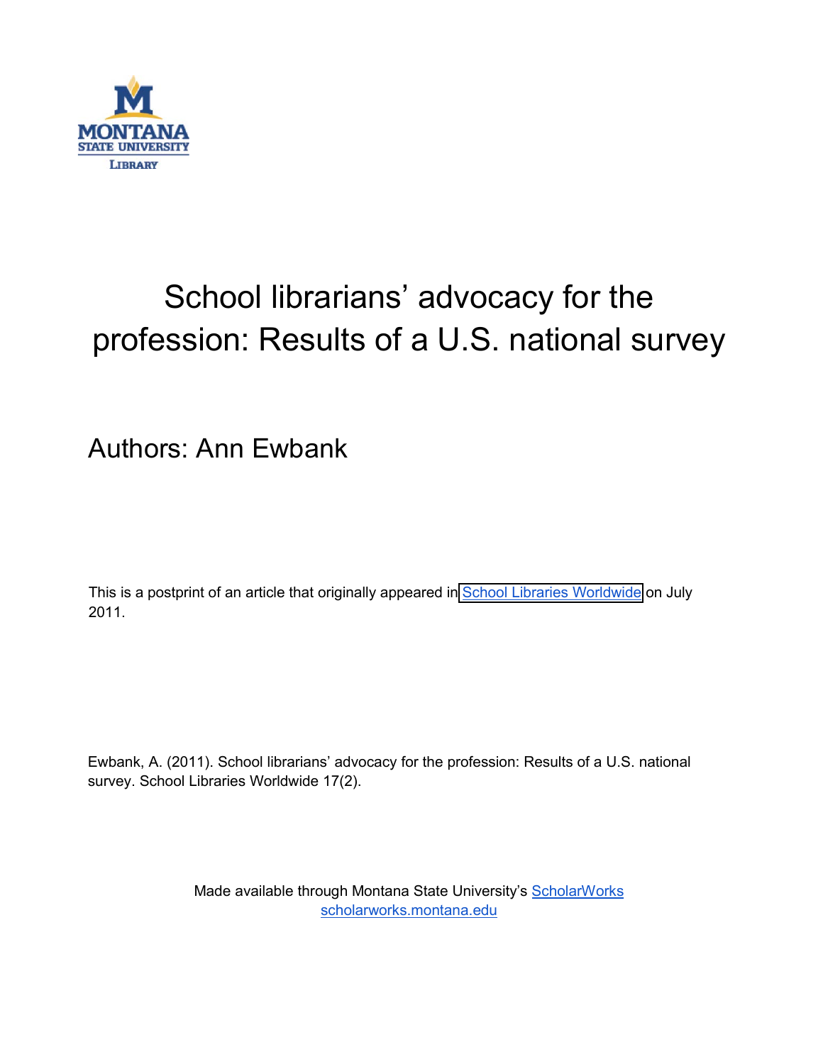# School librarians' advocacy for the profession: Results of a U.S. national survey

Authors: Ann Ewbank

This is a postprint of an article that originally appeared in School Libraries Worldwide on July 2011.

Ewbank, A. (2011). School librarians' advocacy for the profession: Results of a U.S. national survey. School Libraries Worldwide 17(2).

Made available through Montana State University's ScholarWorks
scholarworks.montana.edu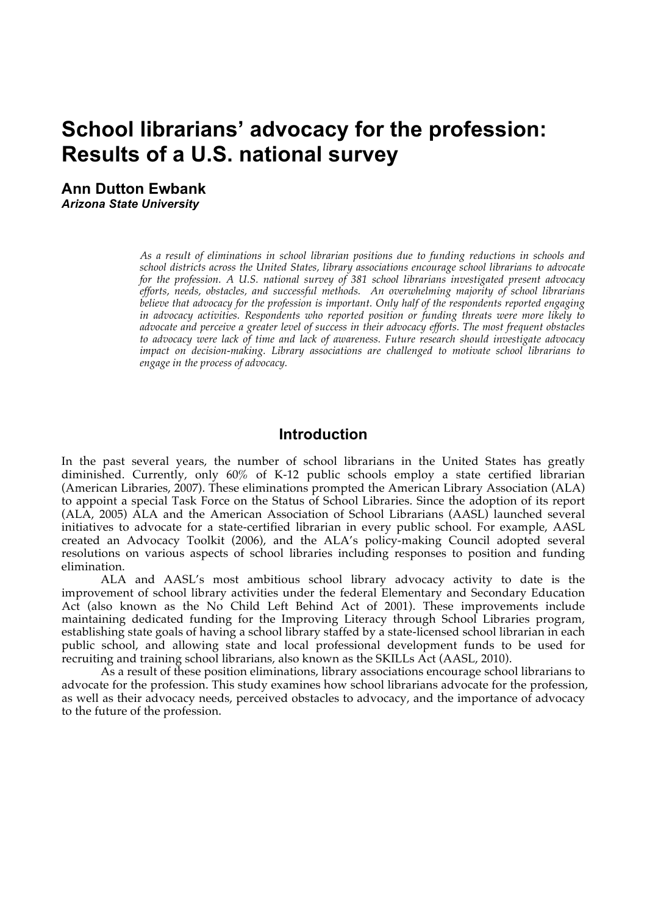# School librarians' advocacy for the profession: Results of a U.S. national survey

**Ann Dutton Ewbank**
***Arizona State University***

*As a result of eliminations in school librarian positions due to funding reductions in schools and school districts across the United States, library associations encourage school librarians to advocate for the profession. A U.S. national survey of 381 school librarians investigated present advocacy efforts, needs, obstacles, and successful methods. An overwhelming majority of school librarians believe that advocacy for the profession is important. Only half of the respondents reported engaging in advocacy activities. Respondents who reported position or funding threats were more likely to advocate and perceive a greater level of success in their advocacy efforts. The most frequent obstacles to advocacy were lack of time and lack of awareness. Future research should investigate advocacy impact on decision-making. Library associations are challenged to motivate school librarians to engage in the process of advocacy.*

## Introduction

In the past several years, the number of school librarians in the United States has greatly diminished. Currently, only 60% of K-12 public schools employ a state certified librarian (American Libraries, 2007). These eliminations prompted the American Library Association (ALA) to appoint a special Task Force on the Status of School Libraries. Since the adoption of its report (ALA, 2005) ALA and the American Association of School Librarians (AASL) launched several initiatives to advocate for a state-certified librarian in every public school. For example, AASL created an Advocacy Toolkit (2006), and the ALA's policy-making Council adopted several resolutions on various aspects of school libraries including responses to position and funding elimination.

ALA and AASL's most ambitious school library advocacy activity to date is the improvement of school library activities under the federal Elementary and Secondary Education Act (also known as the No Child Left Behind Act of 2001). These improvements include maintaining dedicated funding for the Improving Literacy through School Libraries program, establishing state goals of having a school library staffed by a state-licensed school librarian in each public school, and allowing state and local professional development funds to be used for recruiting and training school librarians, also known as the SKILLs Act (AASL, 2010).

As a result of these position eliminations, library associations encourage school librarians to advocate for the profession. This study examines how school librarians advocate for the profession, as well as their advocacy needs, perceived obstacles to advocacy, and the importance of advocacy to the future of the profession.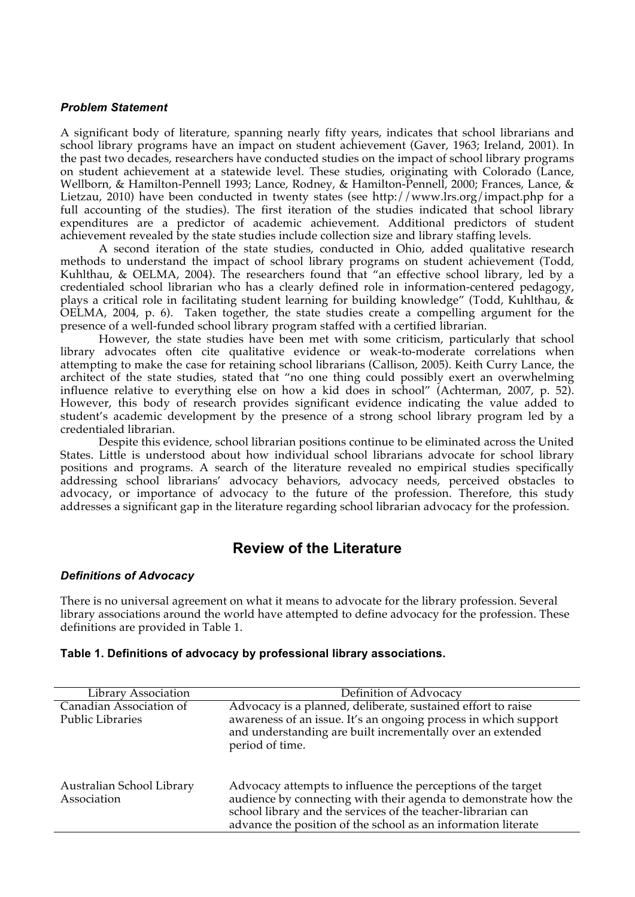### *Problem Statement*

A significant body of literature, spanning nearly fifty years, indicates that school librarians and school library programs have an impact on student achievement (Gaver, 1963; Ireland, 2001). In the past two decades, researchers have conducted studies on the impact of school library programs on student achievement at a statewide level. These studies, originating with Colorado (Lance, Wellborn, & Hamilton-Pennell 1993; Lance, Rodney, & Hamilton-Pennell, 2000; Frances, Lance, & Lietzau, 2010) have been conducted in twenty states (see http://www.lrs.org/impact.php for a full accounting of the studies). The first iteration of the studies indicated that school library expenditures are a predictor of academic achievement. Additional predictors of student achievement revealed by the state studies include collection size and library staffing levels.

A second iteration of the state studies, conducted in Ohio, added qualitative research methods to understand the impact of school library programs on student achievement (Todd, Kuhlthau, & OELMA, 2004). The researchers found that "an effective school library, led by a credentialed school librarian who has a clearly defined role in information-centered pedagogy, plays a critical role in facilitating student learning for building knowledge" (Todd, Kuhlthau, & OELMA, 2004, p. 6). Taken together, the state studies create a compelling argument for the presence of a well-funded school library program staffed with a certified librarian.

However, the state studies have been met with some criticism, particularly that school library advocates often cite qualitative evidence or weak-to-moderate correlations when attempting to make the case for retaining school librarians (Callison, 2005). Keith Curry Lance, the architect of the state studies, stated that "no one thing could possibly exert an overwhelming influence relative to everything else on how a kid does in school" (Achterman, 2007, p. 52). However, this body of research provides significant evidence indicating the value added to student's academic development by the presence of a strong school library program led by a credentialed librarian.

Despite this evidence, school librarian positions continue to be eliminated across the United States. Little is understood about how individual school librarians advocate for school library positions and programs. A search of the literature revealed no empirical studies specifically addressing school librarians' advocacy behaviors, advocacy needs, perceived obstacles to advocacy, or importance of advocacy to the future of the profession. Therefore, this study addresses a significant gap in the literature regarding school librarian advocacy for the profession.

## Review of the Literature

### *Definitions of Advocacy*

There is no universal agreement on what it means to advocate for the library profession. Several library associations around the world have attempted to define advocacy for the profession. These definitions are provided in Table 1.

**Table 1. Definitions of advocacy by professional library associations.**

| Library Association | Definition of Advocacy |
|---|---|
| Canadian Association of Public Libraries | Advocacy is a planned, deliberate, sustained effort to raise awareness of an issue. It's an ongoing process in which support and understanding are built incrementally over an extended period of time. |
| Australian School Library Association | Advocacy attempts to influence the perceptions of the target audience by connecting with their agenda to demonstrate how the school library and the services of the teacher-librarian can advance the position of the school as an information literate |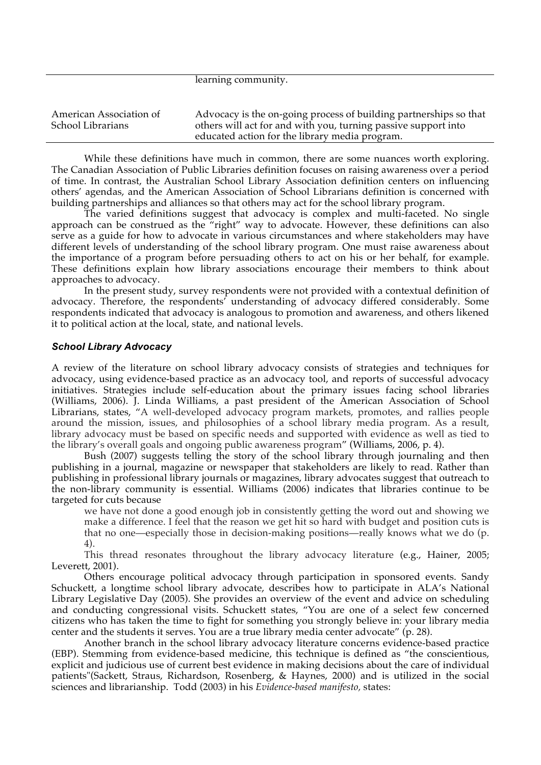| | |
|---|---|
| | learning community. |
| American Association of School Librarians | Advocacy is the on-going process of building partnerships so that others will act for and with you, turning passive support into educated action for the library media program. |

While these definitions have much in common, there are some nuances worth exploring. The Canadian Association of Public Libraries definition focuses on raising awareness over a period of time. In contrast, the Australian School Library Association definition centers on influencing others' agendas, and the American Association of School Librarians definition is concerned with building partnerships and alliances so that others may act for the school library program.

The varied definitions suggest that advocacy is complex and multi-faceted. No single approach can be construed as the "right" way to advocate. However, these definitions can also serve as a guide for how to advocate in various circumstances and where stakeholders may have different levels of understanding of the school library program. One must raise awareness about the importance of a program before persuading others to act on his or her behalf, for example. These definitions explain how library associations encourage their members to think about approaches to advocacy.

In the present study, survey respondents were not provided with a contextual definition of advocacy. Therefore, the respondents' understanding of advocacy differed considerably. Some respondents indicated that advocacy is analogous to promotion and awareness, and others likened it to political action at the local, state, and national levels.

### *School Library Advocacy*

A review of the literature on school library advocacy consists of strategies and techniques for advocacy, using evidence-based practice as an advocacy tool, and reports of successful advocacy initiatives. Strategies include self-education about the primary issues facing school libraries (Williams, 2006). J. Linda Williams, a past president of the American Association of School Librarians, states, "A well-developed advocacy program markets, promotes, and rallies people around the mission, issues, and philosophies of a school library media program. As a result, library advocacy must be based on specific needs and supported with evidence as well as tied to the library's overall goals and ongoing public awareness program" (Williams, 2006, p. 4).

Bush (2007) suggests telling the story of the school library through journaling and then publishing in a journal, magazine or newspaper that stakeholders are likely to read. Rather than publishing in professional library journals or magazines, library advocates suggest that outreach to the non-library community is essential. Williams (2006) indicates that libraries continue to be targeted for cuts because

> we have not done a good enough job in consistently getting the word out and showing we make a difference. I feel that the reason we get hit so hard with budget and position cuts is that no one—especially those in decision-making positions—really knows what we do (p. 4).

This thread resonates throughout the library advocacy literature (e.g., Hainer, 2005; Leverett, 2001).

Others encourage political advocacy through participation in sponsored events. Sandy Schuckett, a longtime school library advocate, describes how to participate in ALA's National Library Legislative Day (2005). She provides an overview of the event and advice on scheduling and conducting congressional visits. Schuckett states, "You are one of a select few concerned citizens who has taken the time to fight for something you strongly believe in: your library media center and the students it serves. You are a true library media center advocate" (p. 28).

Another branch in the school library advocacy literature concerns evidence-based practice (EBP). Stemming from evidence-based medicine, this technique is defined as "the conscientious, explicit and judicious use of current best evidence in making decisions about the care of individual patients"(Sackett, Straus, Richardson, Rosenberg, & Haynes, 2000) and is utilized in the social sciences and librarianship. Todd (2003) in his *Evidence-based manifesto,* states: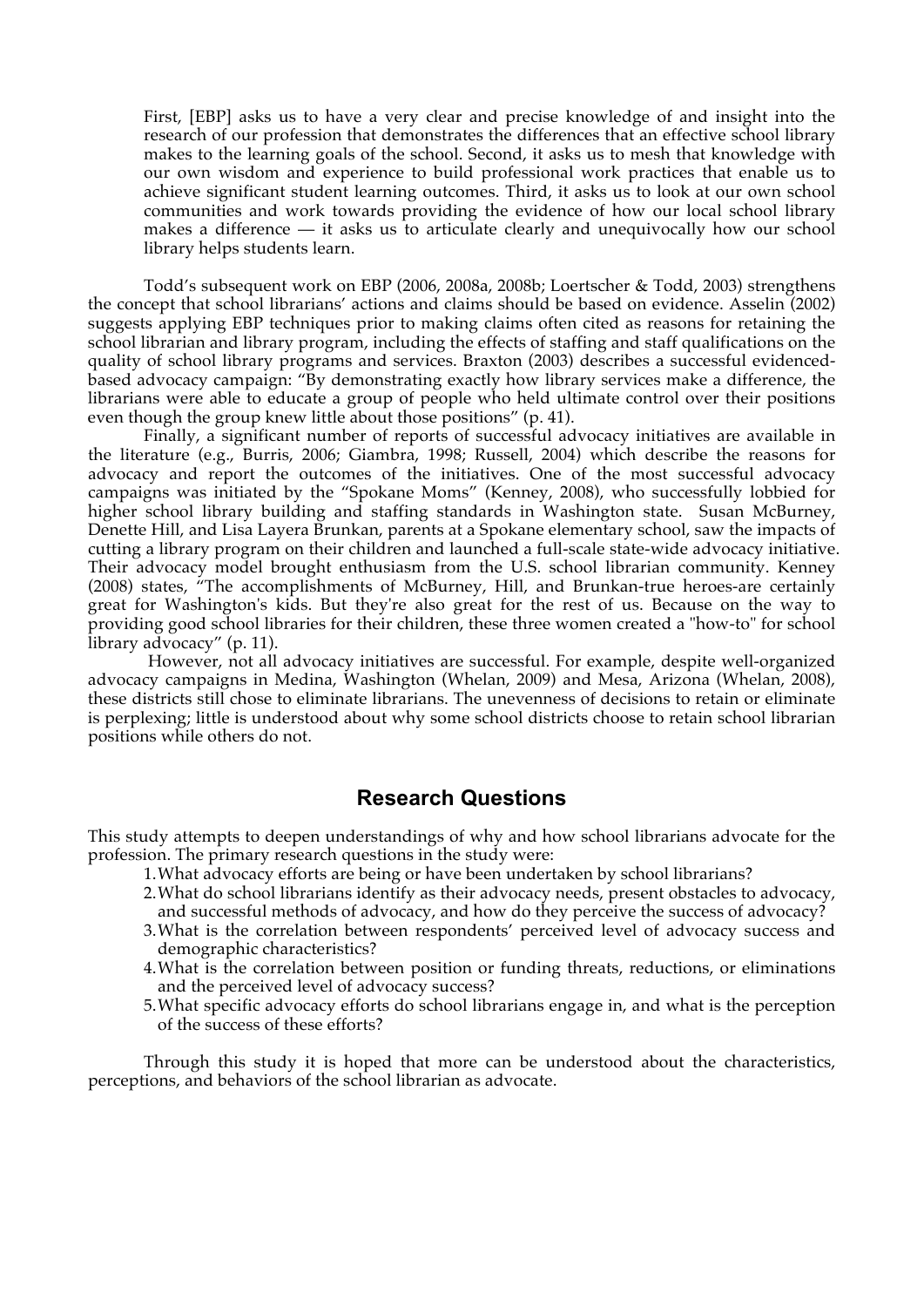> First, [EBP] asks us to have a very clear and precise knowledge of and insight into the research of our profession that demonstrates the differences that an effective school library makes to the learning goals of the school. Second, it asks us to mesh that knowledge with our own wisdom and experience to build professional work practices that enable us to achieve significant student learning outcomes. Third, it asks us to look at our own school communities and work towards providing the evidence of how our local school library makes a difference — it asks us to articulate clearly and unequivocally how our school library helps students learn.

Todd's subsequent work on EBP (2006, 2008a, 2008b; Loertscher & Todd, 2003) strengthens the concept that school librarians' actions and claims should be based on evidence. Asselin (2002) suggests applying EBP techniques prior to making claims often cited as reasons for retaining the school librarian and library program, including the effects of staffing and staff qualifications on the quality of school library programs and services. Braxton (2003) describes a successful evidenced-based advocacy campaign: "By demonstrating exactly how library services make a difference, the librarians were able to educate a group of people who held ultimate control over their positions even though the group knew little about those positions" (p. 41).

Finally, a significant number of reports of successful advocacy initiatives are available in the literature (e.g., Burris, 2006; Giambra, 1998; Russell, 2004) which describe the reasons for advocacy and report the outcomes of the initiatives. One of the most successful advocacy campaigns was initiated by the "Spokane Moms" (Kenney, 2008), who successfully lobbied for higher school library building and staffing standards in Washington state. Susan McBurney, Denette Hill, and Lisa Layera Brunkan, parents at a Spokane elementary school, saw the impacts of cutting a library program on their children and launched a full-scale state-wide advocacy initiative. Their advocacy model brought enthusiasm from the U.S. school librarian community. Kenney (2008) states, "The accomplishments of McBurney, Hill, and Brunkan-true heroes-are certainly great for Washington's kids. But they're also great for the rest of us. Because on the way to providing good school libraries for their children, these three women created a "how-to" for school library advocacy" (p. 11).

However, not all advocacy initiatives are successful. For example, despite well-organized advocacy campaigns in Medina, Washington (Whelan, 2009) and Mesa, Arizona (Whelan, 2008), these districts still chose to eliminate librarians. The unevenness of decisions to retain or eliminate is perplexing; little is understood about why some school districts choose to retain school librarian positions while others do not.

## Research Questions

This study attempts to deepen understandings of why and how school librarians advocate for the profession. The primary research questions in the study were:

1. What advocacy efforts are being or have been undertaken by school librarians?
2. What do school librarians identify as their advocacy needs, present obstacles to advocacy, and successful methods of advocacy, and how do they perceive the success of advocacy?
3. What is the correlation between respondents' perceived level of advocacy success and demographic characteristics?
4. What is the correlation between position or funding threats, reductions, or eliminations and the perceived level of advocacy success?
5. What specific advocacy efforts do school librarians engage in, and what is the perception of the success of these efforts?

Through this study it is hoped that more can be understood about the characteristics, perceptions, and behaviors of the school librarian as advocate.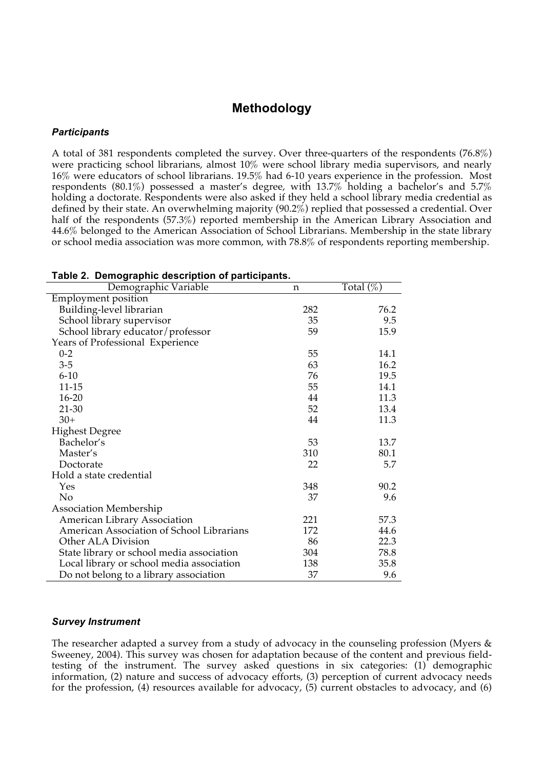## Methodology

### *Participants*

A total of 381 respondents completed the survey. Over three-quarters of the respondents (76.8%) were practicing school librarians, almost 10% were school library media supervisors, and nearly 16% were educators of school librarians. 19.5% had 6-10 years experience in the profession. Most respondents (80.1%) possessed a master's degree, with 13.7% holding a bachelor's and 5.7% holding a doctorate. Respondents were also asked if they held a school library media credential as defined by their state. An overwhelming majority (90.2%) replied that possessed a credential. Over half of the respondents (57.3%) reported membership in the American Library Association and 44.6% belonged to the American Association of School Librarians. Membership in the state library or school media association was more common, with 78.8% of respondents reporting membership.

**Table 2. Demographic description of participants.**

| Demographic Variable | n | Total (%) |
|---|---|---|
| Employment position | | |
| Building-level librarian | 282 | 76.2 |
| School library supervisor | 35 | 9.5 |
| School library educator/professor | 59 | 15.9 |
| Years of Professional Experience | | |
| 0-2 | 55 | 14.1 |
| 3-5 | 63 | 16.2 |
| 6-10 | 76 | 19.5 |
| 11-15 | 55 | 14.1 |
| 16-20 | 44 | 11.3 |
| 21-30 | 52 | 13.4 |
| 30+ | 44 | 11.3 |
| Highest Degree | | |
| Bachelor's | 53 | 13.7 |
| Master's | 310 | 80.1 |
| Doctorate | 22 | 5.7 |
| Hold a state credential | | |
| Yes | 348 | 90.2 |
| No | 37 | 9.6 |
| Association Membership | | |
| American Library Association | 221 | 57.3 |
| American Association of School Librarians | 172 | 44.6 |
| Other ALA Division | 86 | 22.3 |
| State library or school media association | 304 | 78.8 |
| Local library or school media association | 138 | 35.8 |
| Do not belong to a library association | 37 | 9.6 |

### *Survey Instrument*

The researcher adapted a survey from a study of advocacy in the counseling profession (Myers & Sweeney, 2004). This survey was chosen for adaptation because of the content and previous field-testing of the instrument. The survey asked questions in six categories: (1) demographic information, (2) nature and success of advocacy efforts, (3) perception of current advocacy needs for the profession, (4) resources available for advocacy, (5) current obstacles to advocacy, and (6)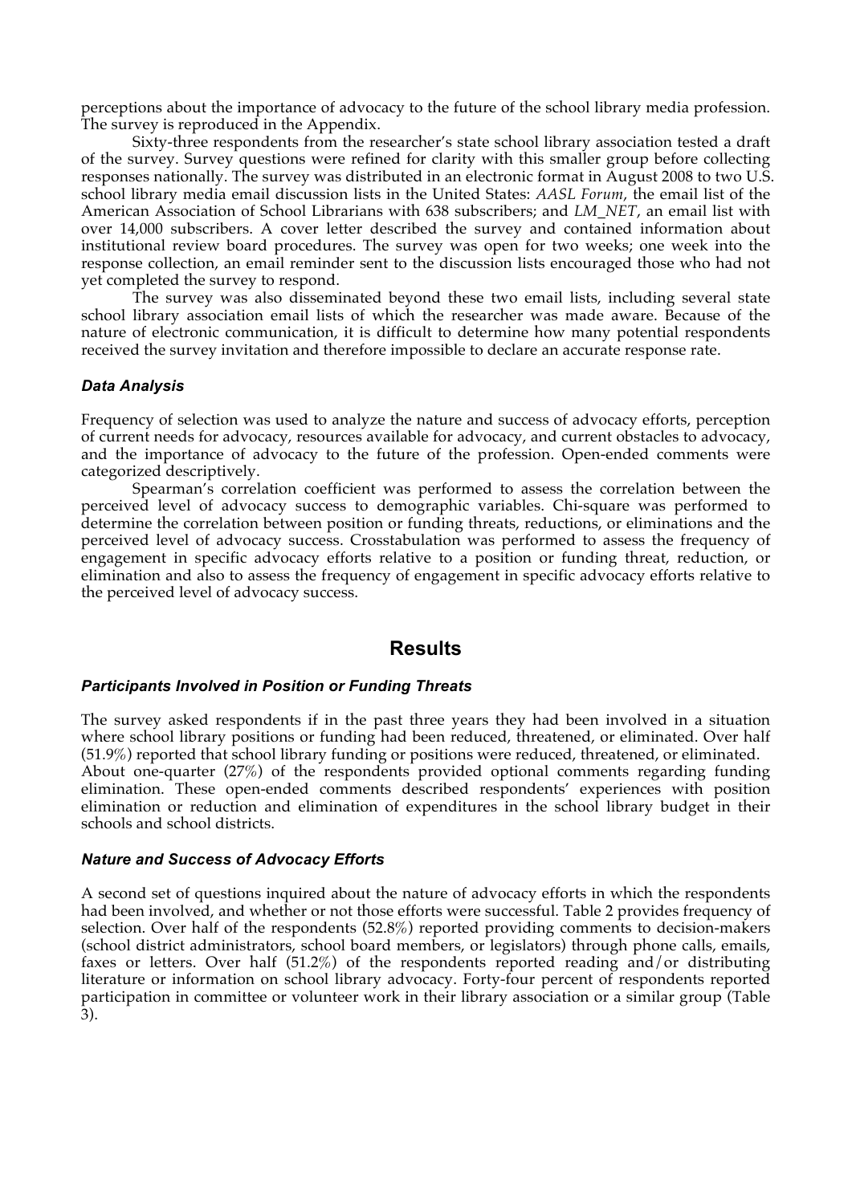perceptions about the importance of advocacy to the future of the school library media profession. The survey is reproduced in the Appendix.

Sixty-three respondents from the researcher's state school library association tested a draft of the survey. Survey questions were refined for clarity with this smaller group before collecting responses nationally. The survey was distributed in an electronic format in August 2008 to two U.S. school library media email discussion lists in the United States: *AASL Forum*, the email list of the American Association of School Librarians with 638 subscribers; and *LM_NET*, an email list with over 14,000 subscribers. A cover letter described the survey and contained information about institutional review board procedures. The survey was open for two weeks; one week into the response collection, an email reminder sent to the discussion lists encouraged those who had not yet completed the survey to respond.

The survey was also disseminated beyond these two email lists, including several state school library association email lists of which the researcher was made aware. Because of the nature of electronic communication, it is difficult to determine how many potential respondents received the survey invitation and therefore impossible to declare an accurate response rate.

### *Data Analysis*

Frequency of selection was used to analyze the nature and success of advocacy efforts, perception of current needs for advocacy, resources available for advocacy, and current obstacles to advocacy, and the importance of advocacy to the future of the profession. Open-ended comments were categorized descriptively.

Spearman's correlation coefficient was performed to assess the correlation between the perceived level of advocacy success to demographic variables. Chi-square was performed to determine the correlation between position or funding threats, reductions, or eliminations and the perceived level of advocacy success. Crosstabulation was performed to assess the frequency of engagement in specific advocacy efforts relative to a position or funding threat, reduction, or elimination and also to assess the frequency of engagement in specific advocacy efforts relative to the perceived level of advocacy success.

## Results

### *Participants Involved in Position or Funding Threats*

The survey asked respondents if in the past three years they had been involved in a situation where school library positions or funding had been reduced, threatened, or eliminated. Over half (51.9%) reported that school library funding or positions were reduced, threatened, or eliminated. About one-quarter (27%) of the respondents provided optional comments regarding funding elimination. These open-ended comments described respondents' experiences with position elimination or reduction and elimination of expenditures in the school library budget in their schools and school districts.

### *Nature and Success of Advocacy Efforts*

A second set of questions inquired about the nature of advocacy efforts in which the respondents had been involved, and whether or not those efforts were successful. Table 2 provides frequency of selection. Over half of the respondents (52.8%) reported providing comments to decision-makers (school district administrators, school board members, or legislators) through phone calls, emails, faxes or letters. Over half (51.2%) of the respondents reported reading and/or distributing literature or information on school library advocacy. Forty-four percent of respondents reported participation in committee or volunteer work in their library association or a similar group (Table 3).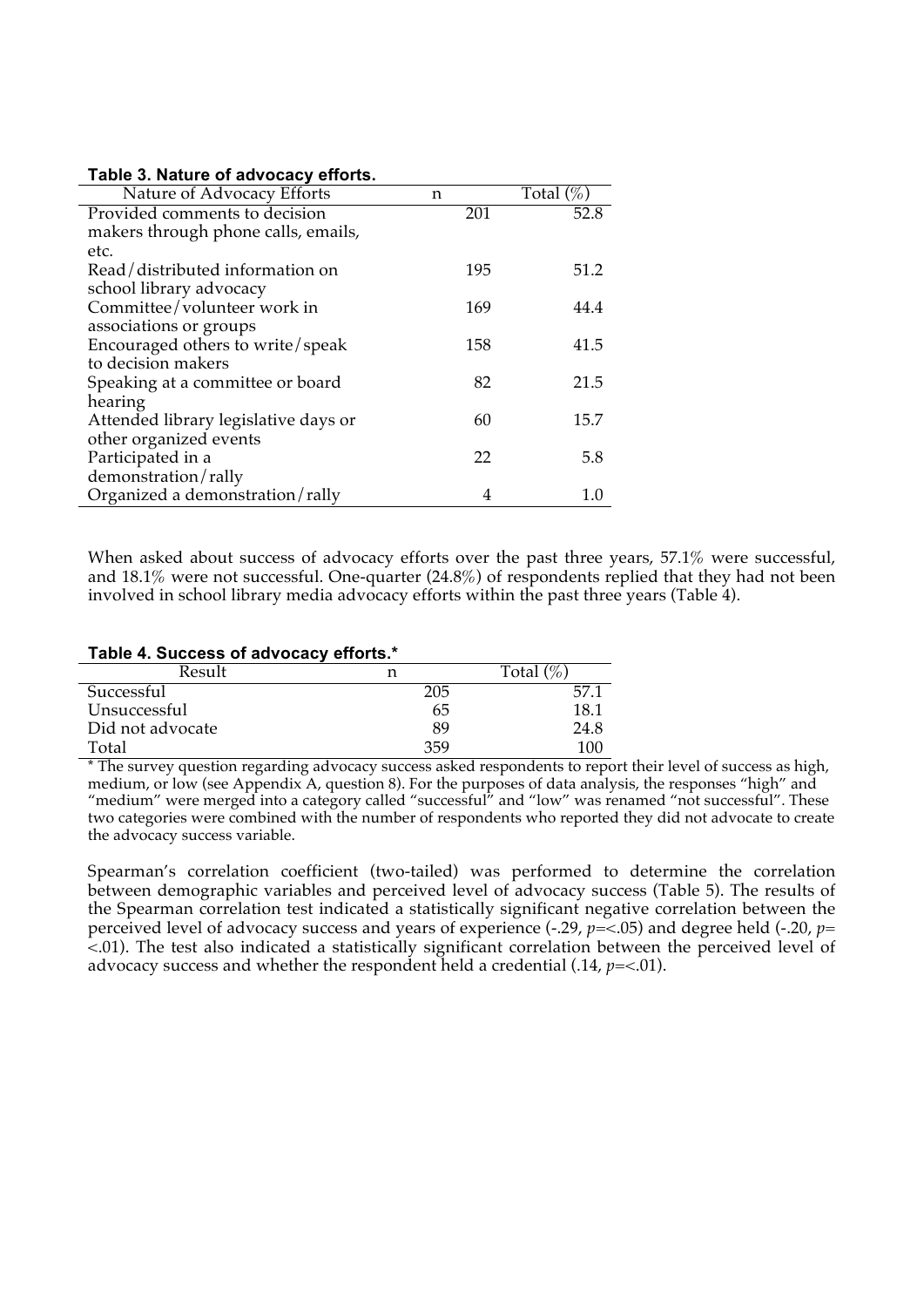**Table 3. Nature of advocacy efforts.**

| Nature of Advocacy Efforts | n | Total (%) |
|---|---|---|
| Provided comments to decision makers through phone calls, emails, etc. | 201 | 52.8 |
| Read/distributed information on school library advocacy | 195 | 51.2 |
| Committee/volunteer work in associations or groups | 169 | 44.4 |
| Encouraged others to write/speak to decision makers | 158 | 41.5 |
| Speaking at a committee or board hearing | 82 | 21.5 |
| Attended library legislative days or other organized events | 60 | 15.7 |
| Participated in a demonstration/rally | 22 | 5.8 |
| Organized a demonstration/rally | 4 | 1.0 |

When asked about success of advocacy efforts over the past three years, 57.1% were successful, and 18.1% were not successful. One-quarter (24.8%) of respondents replied that they had not been involved in school library media advocacy efforts within the past three years (Table 4).

**Table 4. Success of advocacy efforts.***

| Result | n | Total (%) |
|---|---|---|
| Successful | 205 | 57.1 |
| Unsuccessful | 65 | 18.1 |
| Did not advocate | 89 | 24.8 |
| Total | 359 | 100 |

* The survey question regarding advocacy success asked respondents to report their level of success as high, medium, or low (see Appendix A, question 8). For the purposes of data analysis, the responses "high" and "medium" were merged into a category called "successful" and "low" was renamed "not successful". These two categories were combined with the number of respondents who reported they did not advocate to create the advocacy success variable.

Spearman's correlation coefficient (two-tailed) was performed to determine the correlation between demographic variables and perceived level of advocacy success (Table 5). The results of the Spearman correlation test indicated a statistically significant negative correlation between the perceived level of advocacy success and years of experience (-.29, $p$=<.05) and degree held (-.20, $p$= <.01). The test also indicated a statistically significant correlation between the perceived level of advocacy success and whether the respondent held a credential (.14, $p$=<.01).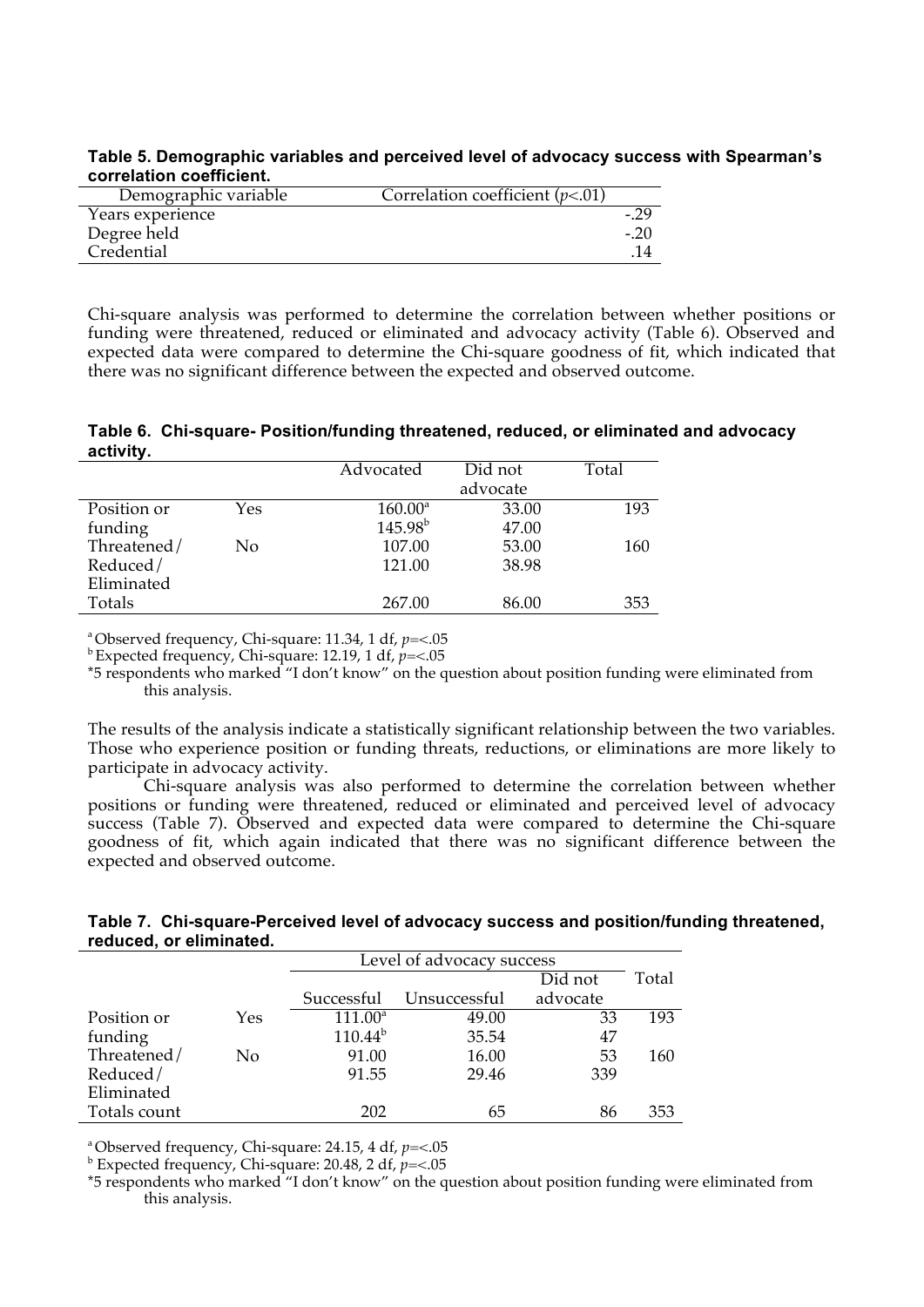**Table 5. Demographic variables and perceived level of advocacy success with Spearman's correlation coefficient.**

| Demographic variable | Correlation coefficient ($p$<.01) |
|---|---|
| Years experience | -.29 |
| Degree held | -.20 |
| Credential | .14 |

Chi-square analysis was performed to determine the correlation between whether positions or funding were threatened, reduced or eliminated and advocacy activity (Table 6). Observed and expected data were compared to determine the Chi-square goodness of fit, which indicated that there was no significant difference between the expected and observed outcome.

**Table 6. Chi-square- Position/funding threatened, reduced, or eliminated and advocacy activity.**

| | | Advocated | Did not advocate | Total |
|---|---|---|---|---|
| Position or funding Threatened/ Reduced/ Eliminated | Yes | 160.00[a] | 33.00 | 193 |
| | | 145.98[b] | 47.00 | |
| | No | 107.00 | 53.00 | 160 |
| | | 121.00 | 38.98 | |
| Totals | | 267.00 | 86.00 | 353 |

[a] Observed frequency, Chi-square: 11.34, 1 df, $p$=<.05

[b] Expected frequency, Chi-square: 12.19, 1 df, $p$=<.05

*5 respondents who marked "I don't know" on the question about position funding were eliminated from this analysis.

The results of the analysis indicate a statistically significant relationship between the two variables. Those who experience position or funding threats, reductions, or eliminations are more likely to participate in advocacy activity.

Chi-square analysis was also performed to determine the correlation between whether positions or funding were threatened, reduced or eliminated and perceived level of advocacy success (Table 7). Observed and expected data were compared to determine the Chi-square goodness of fit, which again indicated that there was no significant difference between the expected and observed outcome.

**Table 7. Chi-square-Perceived level of advocacy success and position/funding threatened, reduced, or eliminated.**

| | | Level of advocacy success | | | |
|---|---|---|---|---|---|
| | | Successful | Unsuccessful | Did not advocate | Total |
| Position or funding Threatened/ Reduced/ Eliminated | Yes | 111.00[a] | 49.00 | 33 | 193 |
| | | 110.44[b] | 35.54 | 47 | |
| | No | 91.00 | 16.00 | 53 | 160 |
| | | 91.55 | 29.46 | 339 | |
| Totals count | | 202 | 65 | 86 | 353 |

[a] Observed frequency, Chi-square: 24.15, 4 df, $p$=<.05

[b] Expected frequency, Chi-square: 20.48, 2 df, $p$=<.05

*5 respondents who marked "I don't know" on the question about position funding were eliminated from this analysis.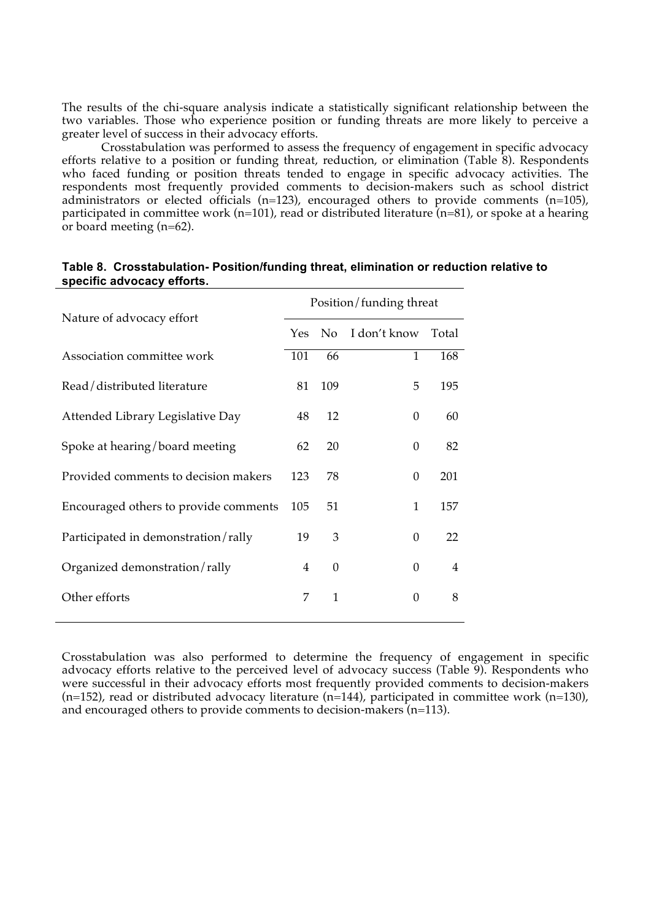The results of the chi-square analysis indicate a statistically significant relationship between the two variables. Those who experience position or funding threats are more likely to perceive a greater level of success in their advocacy efforts.

Crosstabulation was performed to assess the frequency of engagement in specific advocacy efforts relative to a position or funding threat, reduction, or elimination (Table 8). Respondents who faced funding or position threats tended to engage in specific advocacy activities. The respondents most frequently provided comments to decision-makers such as school district administrators or elected officials (n=123), encouraged others to provide comments (n=105), participated in committee work (n=101), read or distributed literature (n=81), or spoke at a hearing or board meeting (n=62).

**Table 8. Crosstabulation- Position/funding threat, elimination or reduction relative to specific advocacy efforts.**

| Nature of advocacy effort | Position/funding threat | | | |
|---|---|---|---|---|
| | Yes | No | I don't know | Total |
| Association committee work | 101 | 66 | 1 | 168 |
| Read/distributed literature | 81 | 109 | 5 | 195 |
| Attended Library Legislative Day | 48 | 12 | 0 | 60 |
| Spoke at hearing/board meeting | 62 | 20 | 0 | 82 |
| Provided comments to decision makers | 123 | 78 | 0 | 201 |
| Encouraged others to provide comments | 105 | 51 | 1 | 157 |
| Participated in demonstration/rally | 19 | 3 | 0 | 22 |
| Organized demonstration/rally | 4 | 0 | 0 | 4 |
| Other efforts | 7 | 1 | 0 | 8 |

Crosstabulation was also performed to determine the frequency of engagement in specific advocacy efforts relative to the perceived level of advocacy success (Table 9). Respondents who were successful in their advocacy efforts most frequently provided comments to decision-makers (n=152), read or distributed advocacy literature (n=144), participated in committee work (n=130), and encouraged others to provide comments to decision-makers (n=113).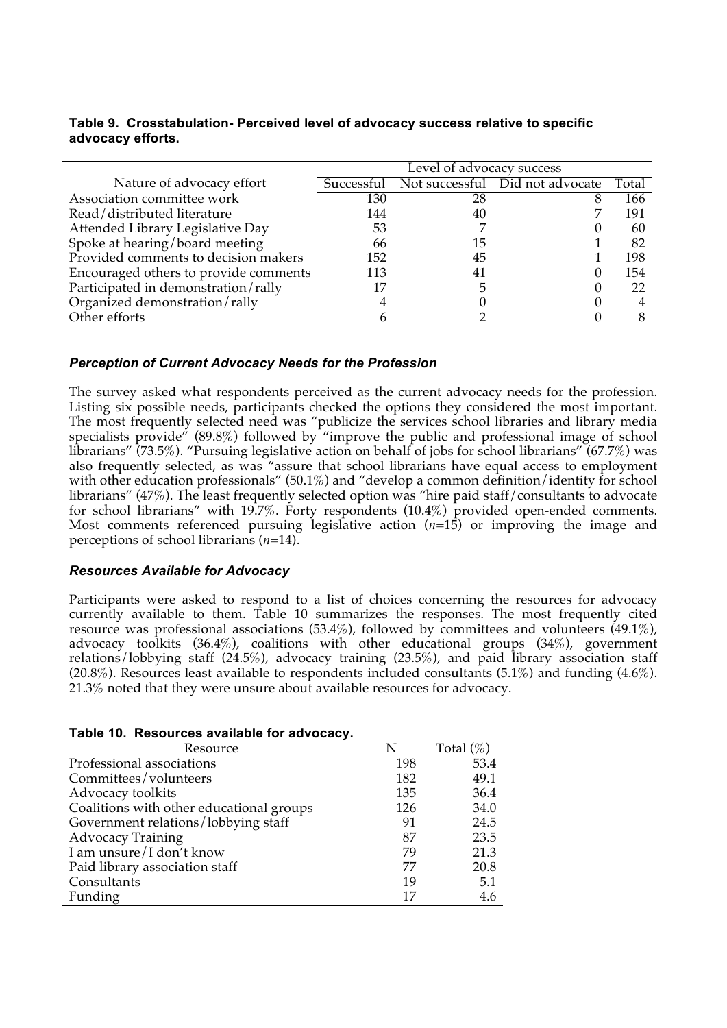**Table 9. Crosstabulation- Perceived level of advocacy success relative to specific advocacy efforts.**

| | Level of advocacy success | | | |
|---|---|---|---|---|
| Nature of advocacy effort | Successful | Not successful | Did not advocate | Total |
| Association committee work | 130 | 28 | 8 | 166 |
| Read/distributed literature | 144 | 40 | 7 | 191 |
| Attended Library Legislative Day | 53 | 7 | 0 | 60 |
| Spoke at hearing/board meeting | 66 | 15 | 1 | 82 |
| Provided comments to decision makers | 152 | 45 | 1 | 198 |
| Encouraged others to provide comments | 113 | 41 | 0 | 154 |
| Participated in demonstration/rally | 17 | 5 | 0 | 22 |
| Organized demonstration/rally | 4 | 0 | 0 | 4 |
| Other efforts | 6 | 2 | 0 | 8 |

### *Perception of Current Advocacy Needs for the Profession*

The survey asked what respondents perceived as the current advocacy needs for the profession. Listing six possible needs, participants checked the options they considered the most important. The most frequently selected need was "publicize the services school libraries and library media specialists provide" (89.8%) followed by "improve the public and professional image of school librarians" (73.5%). "Pursuing legislative action on behalf of jobs for school librarians" (67.7%) was also frequently selected, as was "assure that school librarians have equal access to employment with other education professionals" (50.1%) and "develop a common definition/identity for school librarians" (47%). The least frequently selected option was "hire paid staff/consultants to advocate for school librarians" with 19.7%. Forty respondents (10.4%) provided open-ended comments. Most comments referenced pursuing legislative action (*n*=15) or improving the image and perceptions of school librarians (*n*=14).

### *Resources Available for Advocacy*

Participants were asked to respond to a list of choices concerning the resources for advocacy currently available to them. Table 10 summarizes the responses. The most frequently cited resource was professional associations (53.4%), followed by committees and volunteers (49.1%), advocacy toolkits (36.4%), coalitions with other educational groups (34%), government relations/lobbying staff (24.5%), advocacy training (23.5%), and paid library association staff (20.8%). Resources least available to respondents included consultants (5.1%) and funding (4.6%). 21.3% noted that they were unsure about available resources for advocacy.

**Table 10. Resources available for advocacy.**

| Resource | N | Total (%) |
|---|---|---|
| Professional associations | 198 | 53.4 |
| Committees/volunteers | 182 | 49.1 |
| Advocacy toolkits | 135 | 36.4 |
| Coalitions with other educational groups | 126 | 34.0 |
| Government relations/lobbying staff | 91 | 24.5 |
| Advocacy Training | 87 | 23.5 |
| I am unsure/I don't know | 79 | 21.3 |
| Paid library association staff | 77 | 20.8 |
| Consultants | 19 | 5.1 |
| Funding | 17 | 4.6 |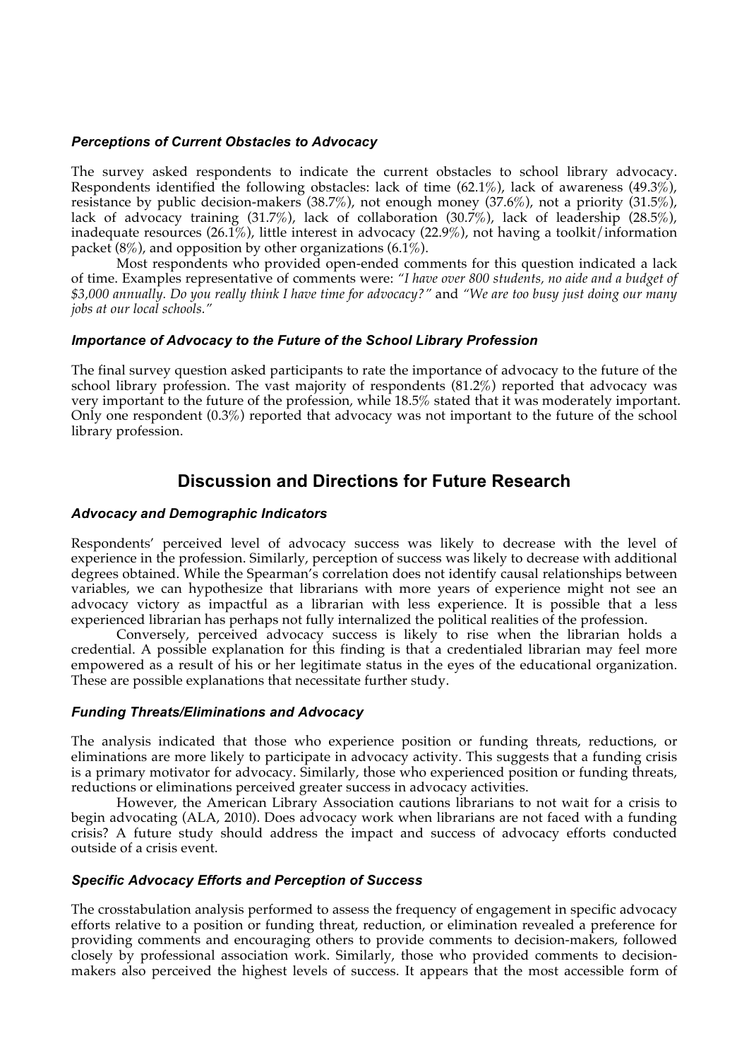### *Perceptions of Current Obstacles to Advocacy*

The survey asked respondents to indicate the current obstacles to school library advocacy. Respondents identified the following obstacles: lack of time (62.1%), lack of awareness (49.3%), resistance by public decision-makers (38.7%), not enough money (37.6%), not a priority (31.5%), lack of advocacy training (31.7%), lack of collaboration (30.7%), lack of leadership (28.5%), inadequate resources (26.1%), little interest in advocacy (22.9%), not having a toolkit/information packet (8%), and opposition by other organizations (6.1%).

Most respondents who provided open-ended comments for this question indicated a lack of time. Examples representative of comments were: *"I have over 800 students, no aide and a budget of $3,000 annually. Do you really think I have time for advocacy?"* and *"We are too busy just doing our many jobs at our local schools."*

### *Importance of Advocacy to the Future of the School Library Profession*

The final survey question asked participants to rate the importance of advocacy to the future of the school library profession. The vast majority of respondents (81.2%) reported that advocacy was very important to the future of the profession, while 18.5% stated that it was moderately important. Only one respondent (0.3%) reported that advocacy was not important to the future of the school library profession.

## Discussion and Directions for Future Research

### *Advocacy and Demographic Indicators*

Respondents' perceived level of advocacy success was likely to decrease with the level of experience in the profession. Similarly, perception of success was likely to decrease with additional degrees obtained. While the Spearman's correlation does not identify causal relationships between variables, we can hypothesize that librarians with more years of experience might not see an advocacy victory as impactful as a librarian with less experience. It is possible that a less experienced librarian has perhaps not fully internalized the political realities of the profession.

Conversely, perceived advocacy success is likely to rise when the librarian holds a credential. A possible explanation for this finding is that a credentialed librarian may feel more empowered as a result of his or her legitimate status in the eyes of the educational organization. These are possible explanations that necessitate further study.

### *Funding Threats/Eliminations and Advocacy*

The analysis indicated that those who experience position or funding threats, reductions, or eliminations are more likely to participate in advocacy activity. This suggests that a funding crisis is a primary motivator for advocacy. Similarly, those who experienced position or funding threats, reductions or eliminations perceived greater success in advocacy activities.

However, the American Library Association cautions librarians to not wait for a crisis to begin advocating (ALA, 2010). Does advocacy work when librarians are not faced with a funding crisis? A future study should address the impact and success of advocacy efforts conducted outside of a crisis event.

### *Specific Advocacy Efforts and Perception of Success*

The crosstabulation analysis performed to assess the frequency of engagement in specific advocacy efforts relative to a position or funding threat, reduction, or elimination revealed a preference for providing comments and encouraging others to provide comments to decision-makers, followed closely by professional association work. Similarly, those who provided comments to decision-makers also perceived the highest levels of success. It appears that the most accessible form of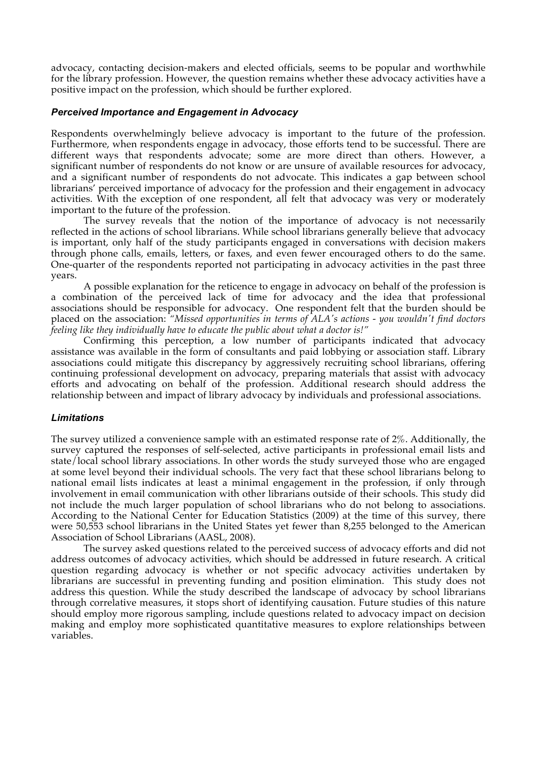advocacy, contacting decision-makers and elected officials, seems to be popular and worthwhile for the library profession. However, the question remains whether these advocacy activities have a positive impact on the profession, which should be further explored.

### *Perceived Importance and Engagement in Advocacy*

Respondents overwhelmingly believe advocacy is important to the future of the profession. Furthermore, when respondents engage in advocacy, those efforts tend to be successful. There are different ways that respondents advocate; some are more direct than others. However, a significant number of respondents do not know or are unsure of available resources for advocacy, and a significant number of respondents do not advocate. This indicates a gap between school librarians' perceived importance of advocacy for the profession and their engagement in advocacy activities. With the exception of one respondent, all felt that advocacy was very or moderately important to the future of the profession.

The survey reveals that the notion of the importance of advocacy is not necessarily reflected in the actions of school librarians. While school librarians generally believe that advocacy is important, only half of the study participants engaged in conversations with decision makers through phone calls, emails, letters, or faxes, and even fewer encouraged others to do the same. One-quarter of the respondents reported not participating in advocacy activities in the past three years.

A possible explanation for the reticence to engage in advocacy on behalf of the profession is a combination of the perceived lack of time for advocacy and the idea that professional associations should be responsible for advocacy. One respondent felt that the burden should be placed on the association: *"Missed opportunities in terms of ALA's actions - you wouldn't find doctors feeling like they individually have to educate the public about what a doctor is!"*

Confirming this perception, a low number of participants indicated that advocacy assistance was available in the form of consultants and paid lobbying or association staff. Library associations could mitigate this discrepancy by aggressively recruiting school librarians, offering continuing professional development on advocacy, preparing materials that assist with advocacy efforts and advocating on behalf of the profession. Additional research should address the relationship between and impact of library advocacy by individuals and professional associations.

### *Limitations*

The survey utilized a convenience sample with an estimated response rate of 2%. Additionally, the survey captured the responses of self-selected, active participants in professional email lists and state/local school library associations. In other words the study surveyed those who are engaged at some level beyond their individual schools. The very fact that these school librarians belong to national email lists indicates at least a minimal engagement in the profession, if only through involvement in email communication with other librarians outside of their schools. This study did not include the much larger population of school librarians who do not belong to associations. According to the National Center for Education Statistics (2009) at the time of this survey, there were 50,553 school librarians in the United States yet fewer than 8,255 belonged to the American Association of School Librarians (AASL, 2008).

The survey asked questions related to the perceived success of advocacy efforts and did not address outcomes of advocacy activities, which should be addressed in future research. A critical question regarding advocacy is whether or not specific advocacy activities undertaken by librarians are successful in preventing funding and position elimination. This study does not address this question. While the study described the landscape of advocacy by school librarians through correlative measures, it stops short of identifying causation. Future studies of this nature should employ more rigorous sampling, include questions related to advocacy impact on decision making and employ more sophisticated quantitative measures to explore relationships between variables.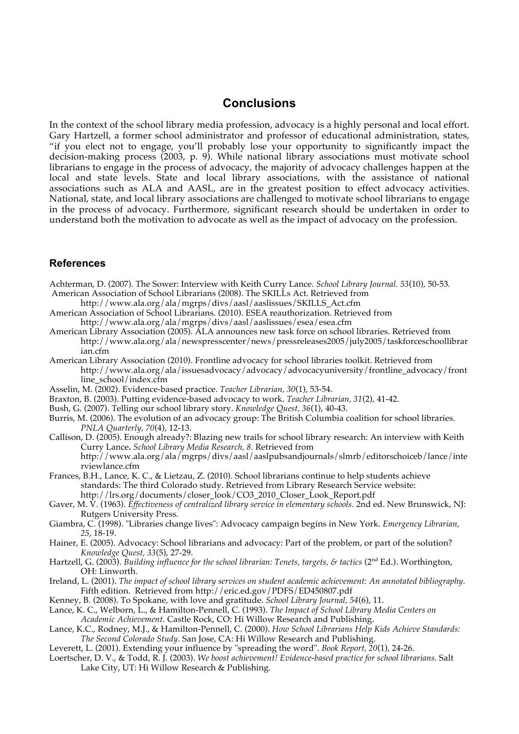## Conclusions

In the context of the school library media profession, advocacy is a highly personal and local effort. Gary Hartzell, a former school administrator and professor of educational administration, states, "if you elect not to engage, you'll probably lose your opportunity to significantly impact the decision-making process (2003, p. 9). While national library associations must motivate school librarians to engage in the process of advocacy, the majority of advocacy challenges happen at the local and state levels. State and local library associations, with the assistance of national associations such as ALA and AASL, are in the greatest position to effect advocacy activities. National, state, and local library associations are challenged to motivate school librarians to engage in the process of advocacy. Furthermore, significant research should be undertaken in order to understand both the motivation to advocate as well as the impact of advocacy on the profession.

### References

Achterman, D. (2007). The Sower: Interview with Keith Curry Lance. *School Library Journal. 53*(10), 50-53.

American Association of School Librarians (2008). The SKILLs Act. Retrieved from http://www.ala.org/ala/mgrps/divs/aasl/aaslissues/SKILLS_Act.cfm

American Association of School Librarians. (2010). ESEA reauthorization. Retrieved from http://www.ala.org/ala/mgrps/divs/aasl/aaslissues/esea/esea.cfm

American Library Association (2005). ALA announces new task force on school libraries. Retrieved from http://www.ala.org/ala/newspresscenter/news/pressreleases2005/july2005/taskforceschoollibrarian.cfm

American Library Association (2010). Frontline advocacy for school libraries toolkit. Retrieved from http://www.ala.org/ala/issuesadvocacy/advocacy/advocacyuniversity/frontline_advocacy/frontline_school/index.cfm

Asselin, M. (2002). Evidence-based practice. *Teacher Librarian, 30*(1), 53-54.

Braxton, B. (2003). Putting evidence-based advocacy to work. *Teacher Librarian, 31*(2), 41-42.

Bush, G. (2007). Telling our school library story. *Knowledge Quest, 36*(1), 40-43.

Burris, M. (2006). The evolution of an advocacy group: The British Columbia coalition for school libraries. *PNLA Quarterly, 70*(4), 12-13.

Callison, D. (2005). Enough already?: Blazing new trails for school library research: An interview with Keith Curry Lance**.** *School Library Media Research, 8.* Retrieved from http://www.ala.org/ala/mgrps/divs/aasl/aaslpubsandjournals/slmrb/editorschoiceb/lance/interviewlance.cfm

Frances, B.H., Lance, K. C., & Lietzau, Z. (2010). School librarians continue to help students achieve standards: The third Colorado study. Retrieved from Library Research Service website: http://lrs.org/documents/closer_look/CO3_2010_Closer_Look_Report.pdf

Gaver, M. V. (1963). *Effectiveness of centralized library service in elementary schools.* 2nd ed. New Brunswick, NJ: Rutgers University Press.

Giambra, C. (1998). "Libraries change lives": Advocacy campaign begins in New York. *Emergency Librarian, 25*, 18-19.

Hainer, E. (2005). Advocacy: School librarians and advocacy: Part of the problem, or part of the solution? *Knowledge Quest, 33*(5), 27-29.

Hartzell, G. (2003). *Building influence for the school librarian: Tenets, targets, & tactics* (2nd Ed.). Worthington, OH: Linworth.

Ireland, L. (2001). *The impact of school library services on student academic achievement: An annotated bibliography.* Fifth edition. Retrieved from http://eric.ed.gov/PDFS/ED450807.pdf

Kenney, B. (2008). To Spokane, with love and gratitude. *School Library Journal, 54*(6), 11.

Lance, K. C., Welborn, L., & Hamilton-Pennell, C. (1993). *The Impact of School Library Media Centers on Academic Achievement*. Castle Rock, CO: Hi Willow Research and Publishing.

Lance, K.C., Rodney, M.J., & Hamilton-Pennell, C. (2000). *How School Librarians Help Kids Achieve Standards: The Second Colorado Study*. San Jose, CA: Hi Willow Research and Publishing.

Leverett, L. (2001). Extending your influence by "spreading the word". *Book Report, 20*(1), 24-26.

Loertscher, D. V., & Todd, R. J. (2003). *We boost achievement! Evidence-based practice for school librarians.* Salt Lake City, UT: Hi Willow Research & Publishing.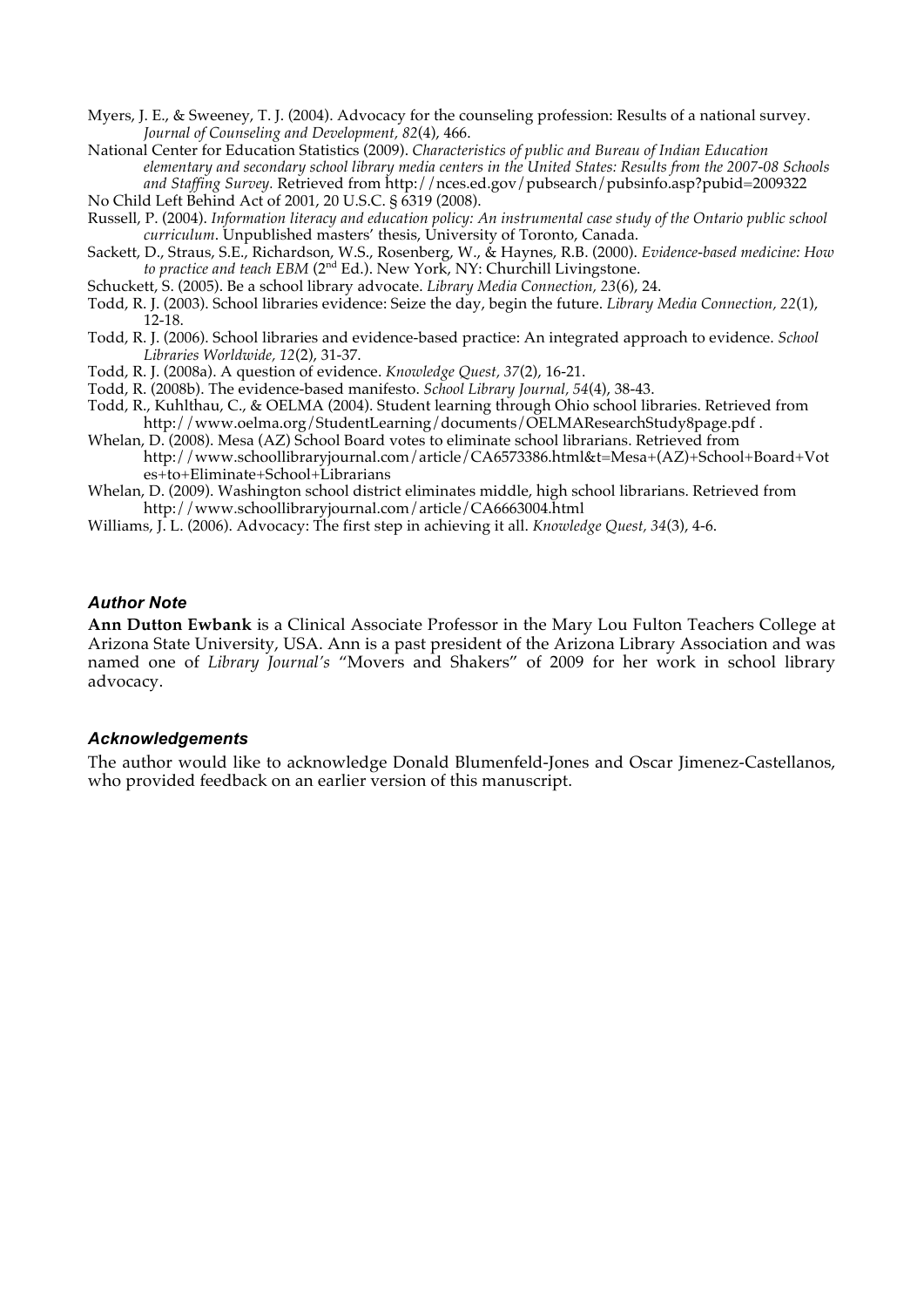Myers, J. E., & Sweeney, T. J. (2004). Advocacy for the counseling profession: Results of a national survey. *Journal of Counseling and Development, 82*(4), 466.

National Center for Education Statistics (2009). *Characteristics of public and Bureau of Indian Education elementary and secondary school library media centers in the United States: Results from the 2007-08 Schools and Staffing Survey.* Retrieved from http://nces.ed.gov/pubsearch/pubsinfo.asp?pubid=2009322

No Child Left Behind Act of 2001, 20 U.S.C. § 6319 (2008).

Russell, P. (2004). *Information literacy and education policy: An instrumental case study of the Ontario public school curriculum*. Unpublished masters' thesis, University of Toronto, Canada.

Sackett, D., Straus, S.E., Richardson, W.S., Rosenberg, W., & Haynes, R.B. (2000). *Evidence-based medicine: How to practice and teach EBM* (2nd Ed.). New York, NY: Churchill Livingstone.

Schuckett, S. (2005). Be a school library advocate. *Library Media Connection, 23*(6), 24.

Todd, R. J. (2003). School libraries evidence: Seize the day, begin the future. *Library Media Connection, 22*(1), 12-18.

Todd, R. J. (2006). School libraries and evidence-based practice: An integrated approach to evidence. *School Libraries Worldwide, 12*(2), 31-37.

Todd, R. J. (2008a). A question of evidence. *Knowledge Quest, 37*(2), 16-21.

Todd, R. (2008b). The evidence-based manifesto. *School Library Journal, 54*(4), 38-43.

Todd, R., Kuhlthau, C., & OELMA (2004). Student learning through Ohio school libraries. Retrieved from http://www.oelma.org/StudentLearning/documents/OELMAResearchStudy8page.pdf .

Whelan, D. (2008). Mesa (AZ) School Board votes to eliminate school librarians. Retrieved from http://www.schoollibraryjournal.com/article/CA6573386.html&t=Mesa+(AZ)+School+Board+Votes+to+Eliminate+School+Librarians

Whelan, D. (2009). Washington school district eliminates middle, high school librarians. Retrieved from http://www.schoollibraryjournal.com/article/CA6663004.html

Williams, J. L. (2006). Advocacy: The first step in achieving it all. *Knowledge Quest, 34*(3), 4-6.

### *Author Note*

**Ann Dutton Ewbank** is a Clinical Associate Professor in the Mary Lou Fulton Teachers College at Arizona State University, USA. Ann is a past president of the Arizona Library Association and was named one of *Library Journal's* "Movers and Shakers" of 2009 for her work in school library advocacy.

### *Acknowledgements*

The author would like to acknowledge Donald Blumenfeld-Jones and Oscar Jimenez-Castellanos, who provided feedback on an earlier version of this manuscript.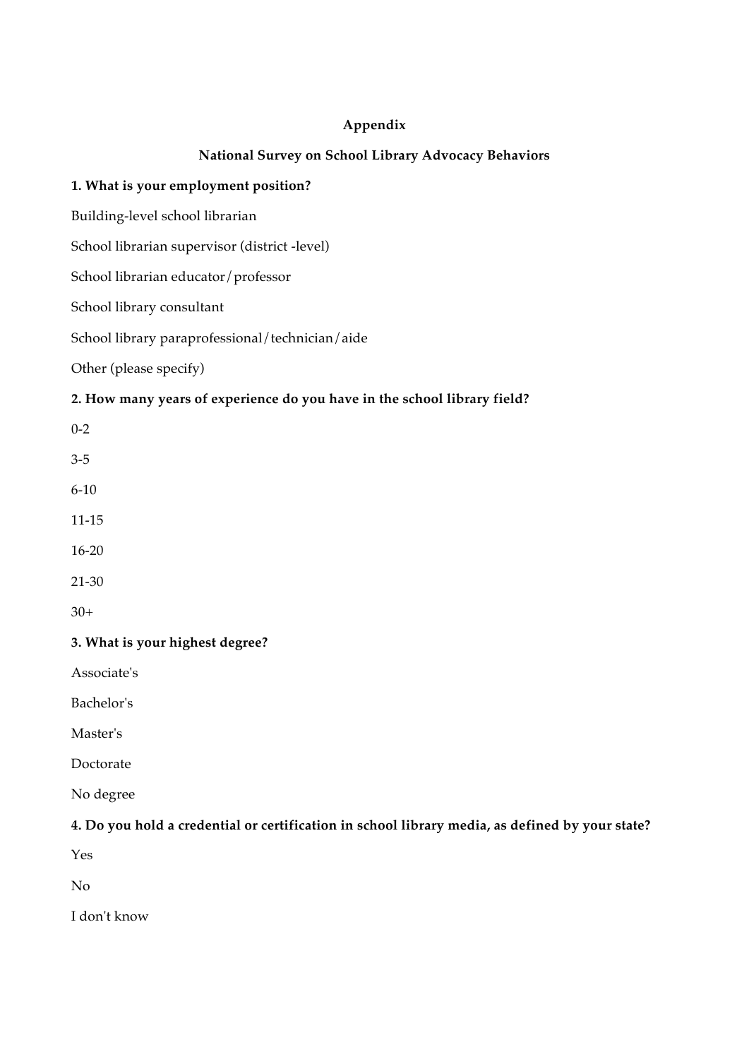# Appendix

## National Survey on School Library Advocacy Behaviors

**1. What is your employment position?**

Building-level school librarian

School librarian supervisor (district -level)

School librarian educator/professor

School library consultant

School library paraprofessional/technician/aide

Other (please specify)

**2. How many years of experience do you have in the school library field?**

0-2

3-5

6-10

11-15

16-20

21-30

30+

**3. What is your highest degree?**

Associate's

Bachelor's

Master's

Doctorate

No degree

**4. Do you hold a credential or certification in school library media, as defined by your state?**

Yes

No

I don't know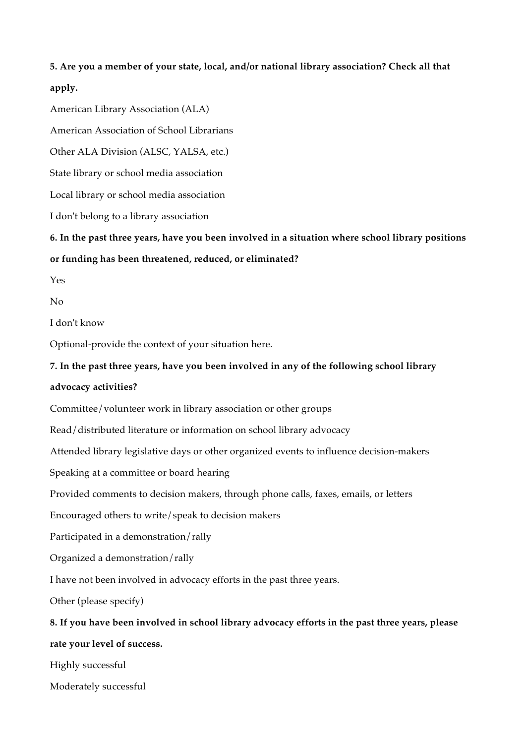**5. Are you a member of your state, local, and/or national library association? Check all that apply.**

American Library Association (ALA)

American Association of School Librarians

Other ALA Division (ALSC, YALSA, etc.)

State library or school media association

Local library or school media association

I don't belong to a library association

**6. In the past three years, have you been involved in a situation where school library positions or funding has been threatened, reduced, or eliminated?**

Yes

No

I don't know

Optional-provide the context of your situation here.

**7. In the past three years, have you been involved in any of the following school library advocacy activities?**

Committee/volunteer work in library association or other groups

Read/distributed literature or information on school library advocacy

Attended library legislative days or other organized events to influence decision-makers

Speaking at a committee or board hearing

Provided comments to decision makers, through phone calls, faxes, emails, or letters

Encouraged others to write/speak to decision makers

Participated in a demonstration/rally

Organized a demonstration/rally

I have not been involved in advocacy efforts in the past three years.

Other (please specify)

**8. If you have been involved in school library advocacy efforts in the past three years, please rate your level of success.**

Highly successful

Moderately successful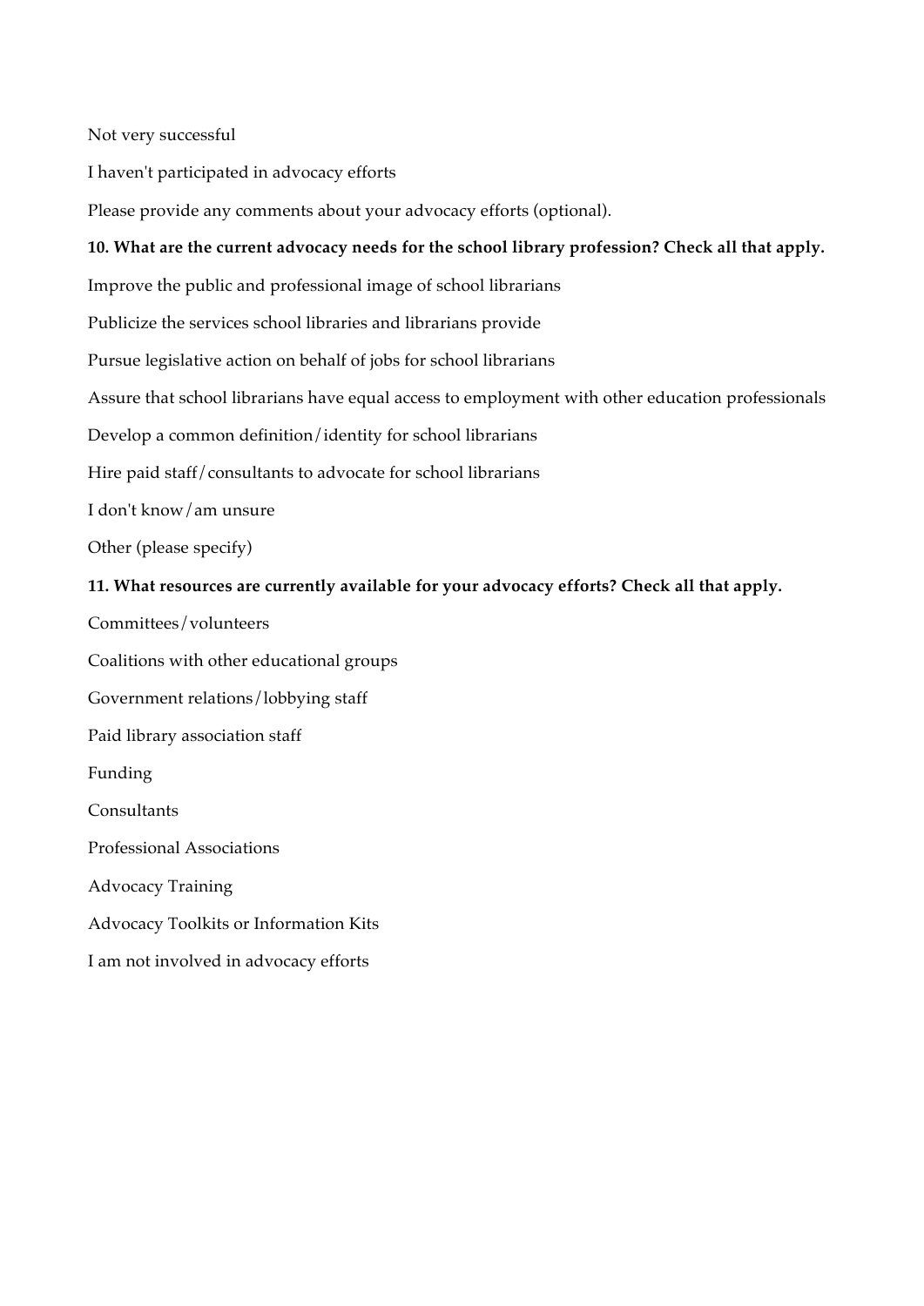Not very successful

I haven't participated in advocacy efforts

Please provide any comments about your advocacy efforts (optional).

**10. What are the current advocacy needs for the school library profession? Check all that apply.**

Improve the public and professional image of school librarians

Publicize the services school libraries and librarians provide

Pursue legislative action on behalf of jobs for school librarians

Assure that school librarians have equal access to employment with other education professionals

Develop a common definition/identity for school librarians

Hire paid staff/consultants to advocate for school librarians

I don't know/am unsure

Other (please specify)

**11. What resources are currently available for your advocacy efforts? Check all that apply.**

Committees/volunteers

Coalitions with other educational groups

Government relations/lobbying staff

Paid library association staff

Funding

Consultants

Professional Associations

Advocacy Training

Advocacy Toolkits or Information Kits

I am not involved in advocacy efforts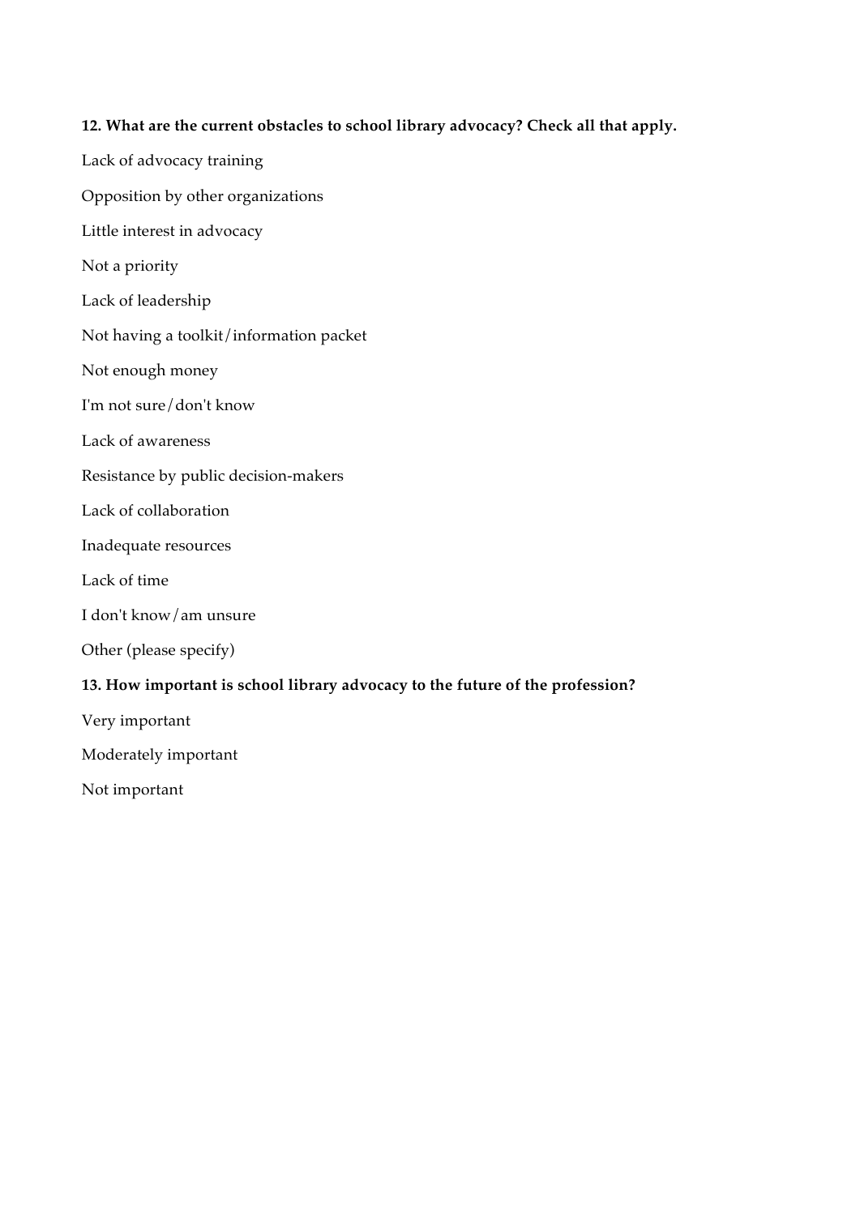**12. What are the current obstacles to school library advocacy? Check all that apply.**

Lack of advocacy training

Opposition by other organizations

Little interest in advocacy

Not a priority

Lack of leadership

Not having a toolkit/information packet

Not enough money

I'm not sure/don't know

Lack of awareness

Resistance by public decision-makers

Lack of collaboration

Inadequate resources

Lack of time

I don't know/am unsure

Other (please specify)

**13. How important is school library advocacy to the future of the profession?**

Very important

Moderately important

Not important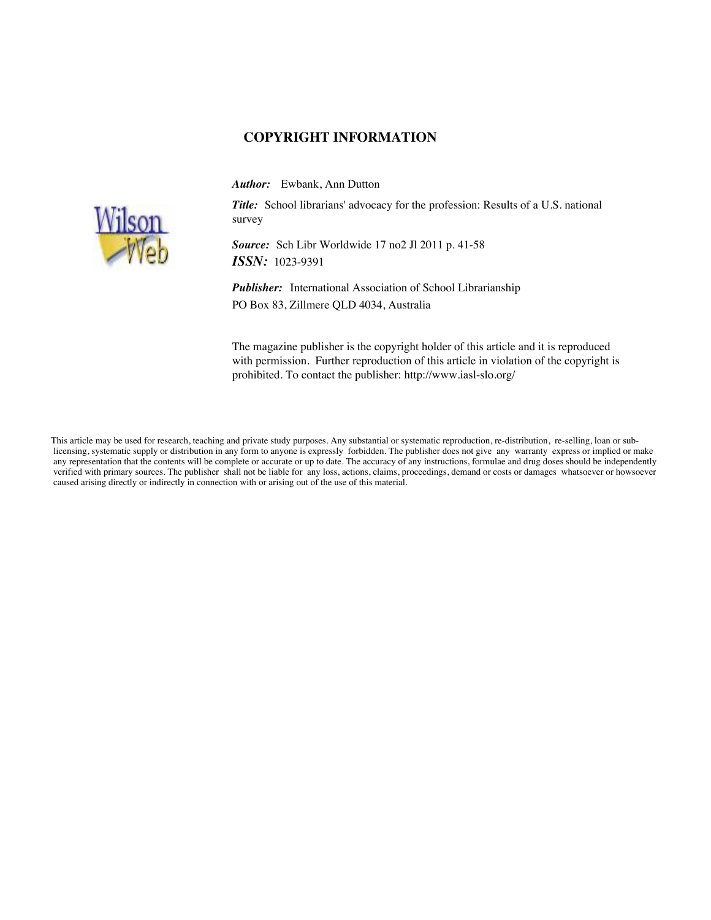## COPYRIGHT INFORMATION

***Author:*** Ewbank, Ann Dutton

***Title:*** School librarians' advocacy for the profession: Results of a U.S. national survey

***Source:*** Sch Libr Worldwide 17 no2 Jl 2011 p. 41-58

***ISSN:*** 1023-9391

***Publisher:*** International Association of School Librarianship
PO Box 83, Zillmere QLD 4034, Australia

The magazine publisher is the copyright holder of this article and it is reproduced with permission. Further reproduction of this article in violation of the copyright is prohibited. To contact the publisher: http://www.iasl-slo.org/

This article may be used for research, teaching and private study purposes. Any substantial or systematic reproduction, re-distribution, re-selling, loan or sub-licensing, systematic supply or distribution in any form to anyone is expressly forbidden. The publisher does not give any warranty express or implied or make any representation that the contents will be complete or accurate or up to date. The accuracy of any instructions, formulae and drug doses should be independently verified with primary sources. The publisher shall not be liable for any loss, actions, claims, proceedings, demand or costs or damages whatsoever or howsoever caused arising directly or indirectly in connection with or arising out of the use of this material.